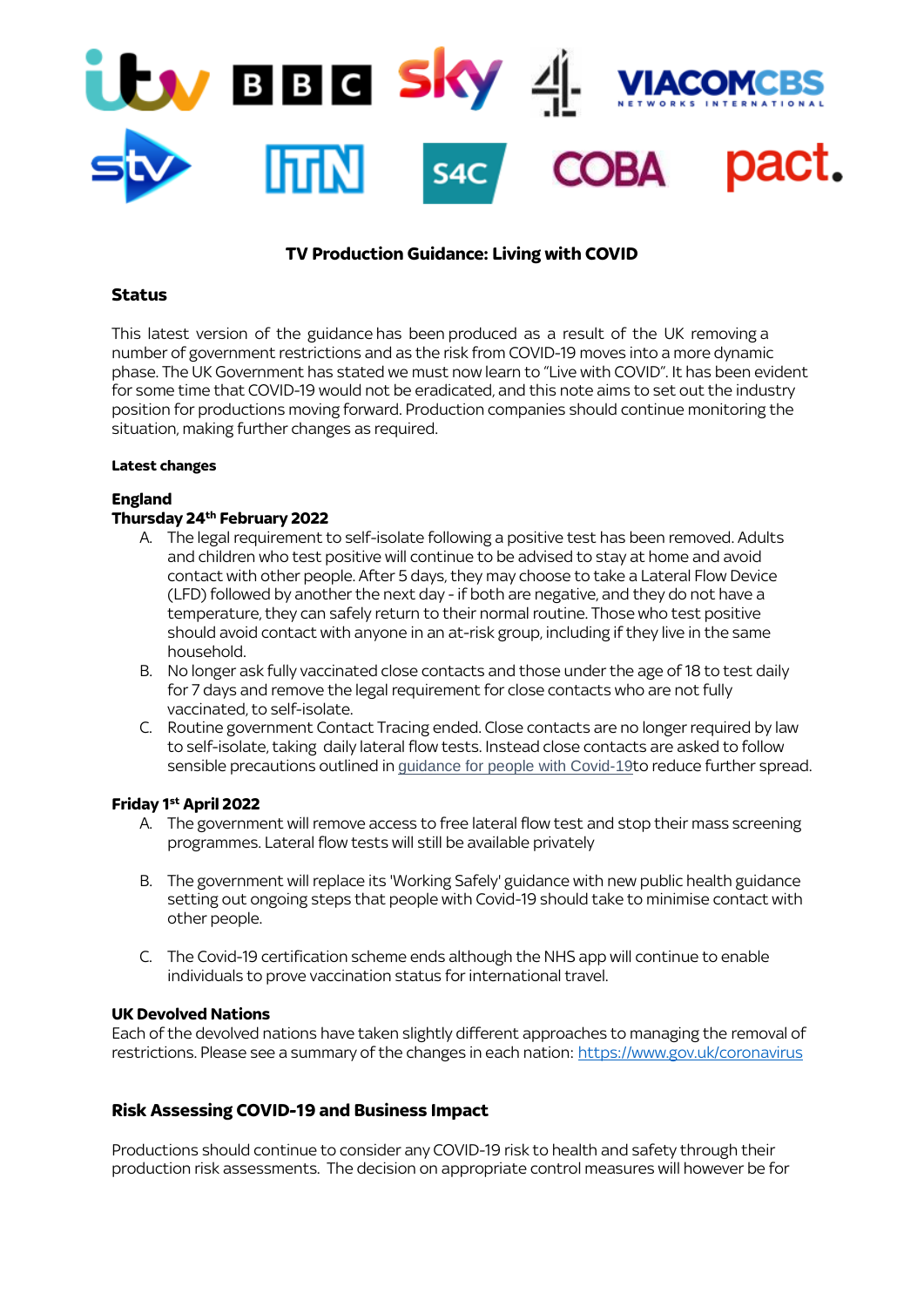# TV Production Guidance: Living with COVID

## Status

This latest version of the guidance has been produced as a result of the UK removing a number of government restrictions and as the risk from COVID-19 moves into a more dynamic phase. The UK Government has stated we must now learn to "Live with COVID". It has been evident for some time that COVID-19 would not be eradicated, and this note aims to set out the industry position for productions moving forward. Production companies should continue monitoring the situation, making further changes as required.

**Latest changes**

**England**
**Thursday 24th February 2022**

A. The legal requirement to self-isolate following a positive test has been removed. Adults and children who test positive will continue to be advised to stay at home and avoid contact with other people. After 5 days, they may choose to take a Lateral Flow Device (LFD) followed by another the next day - if both are negative, and they do not have a temperature, they can safely return to their normal routine. Those who test positive should avoid contact with anyone in an at-risk group, including if they live in the same household.
B. No longer ask fully vaccinated close contacts and those under the age of 18 to test daily for 7 days and remove the legal requirement for close contacts who are not fully vaccinated, to self-isolate.
C. Routine government Contact Tracing ended. Close contacts are no longer required by law to self-isolate, taking daily lateral flow tests. Instead close contacts are asked to follow sensible precautions outlined in guidance for people with Covid-19to reduce further spread.

**Friday 1st April 2022**

A. The government will remove access to free lateral flow test and stop their mass screening programmes. Lateral flow tests will still be available privately
B. The government will replace its 'Working Safely' guidance with new public health guidance setting out ongoing steps that people with Covid-19 should take to minimise contact with other people.
C. The Covid-19 certification scheme ends although the NHS app will continue to enable individuals to prove vaccination status for international travel.

**UK Devolved Nations**
Each of the devolved nations have taken slightly different approaches to managing the removal of restrictions. Please see a summary of the changes in each nation: https://www.gov.uk/coronavirus

## Risk Assessing COVID-19 and Business Impact

Productions should continue to consider any COVID-19 risk to health and safety through their production risk assessments. The decision on appropriate control measures will however be for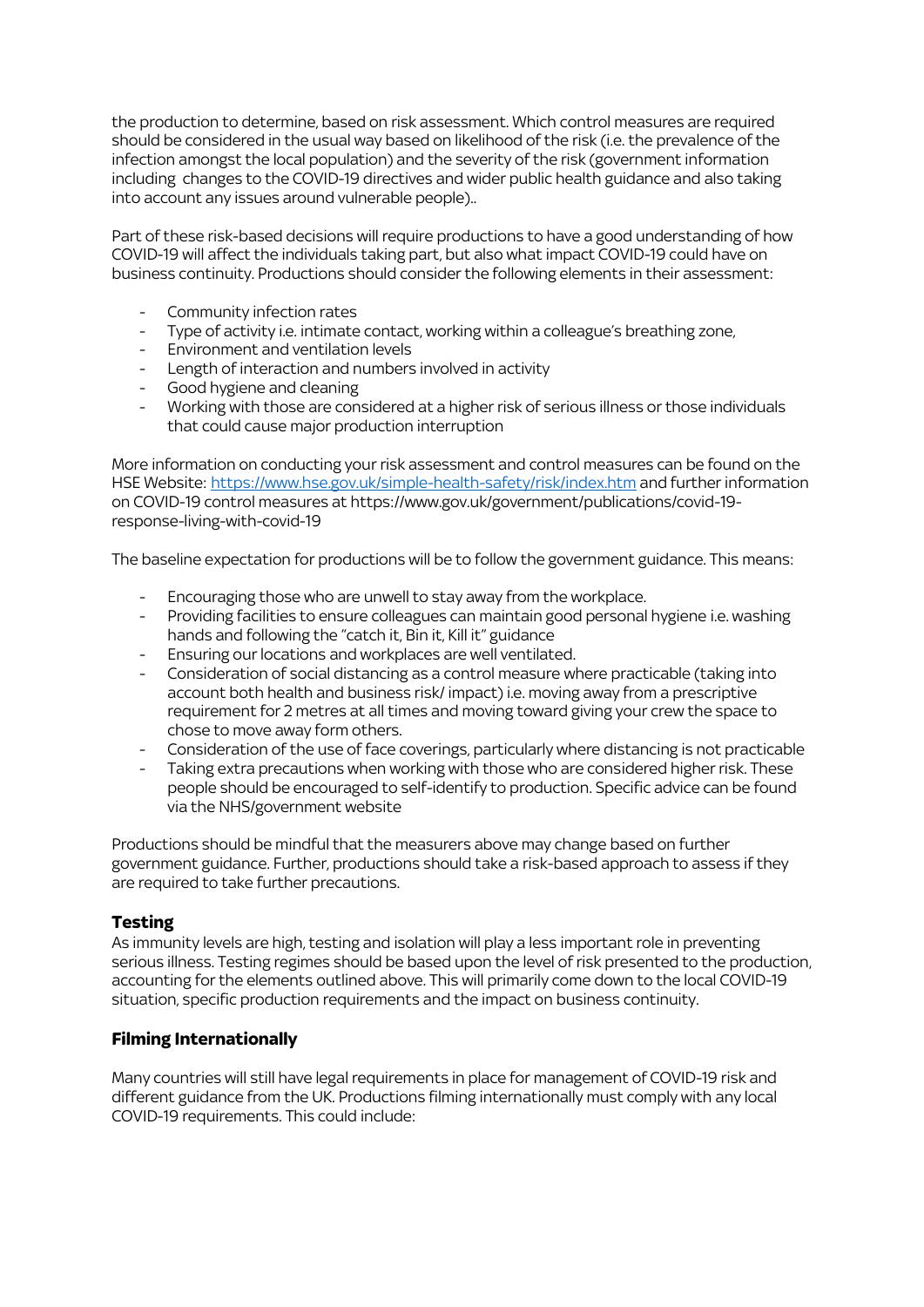the production to determine, based on risk assessment. Which control measures are required should be considered in the usual way based on likelihood of the risk (i.e. the prevalence of the infection amongst the local population) and the severity of the risk (government information including changes to the COVID-19 directives and wider public health guidance and also taking into account any issues around vulnerable people)..

Part of these risk-based decisions will require productions to have a good understanding of how COVID-19 will affect the individuals taking part, but also what impact COVID-19 could have on business continuity. Productions should consider the following elements in their assessment:

- Community infection rates
- Type of activity i.e. intimate contact, working within a colleague's breathing zone,
- Environment and ventilation levels
- Length of interaction and numbers involved in activity
- Good hygiene and cleaning
- Working with those are considered at a higher risk of serious illness or those individuals that could cause major production interruption

More information on conducting your risk assessment and control measures can be found on the HSE Website: https://www.hse.gov.uk/simple-health-safety/risk/index.htm and further information on COVID-19 control measures at https://www.gov.uk/government/publications/covid-19-response-living-with-covid-19

The baseline expectation for productions will be to follow the government guidance. This means:

- Encouraging those who are unwell to stay away from the workplace.
- Providing facilities to ensure colleagues can maintain good personal hygiene i.e. washing hands and following the "catch it, Bin it, Kill it" guidance
- Ensuring our locations and workplaces are well ventilated.
- Consideration of social distancing as a control measure where practicable (taking into account both health and business risk/ impact) i.e. moving away from a prescriptive requirement for 2 metres at all times and moving toward giving your crew the space to chose to move away form others.
- Consideration of the use of face coverings, particularly where distancing is not practicable
- Taking extra precautions when working with those who are considered higher risk. These people should be encouraged to self-identify to production. Specific advice can be found via the NHS/government website

Productions should be mindful that the measurers above may change based on further government guidance. Further, productions should take a risk-based approach to assess if they are required to take further precautions.

### Testing

As immunity levels are high, testing and isolation will play a less important role in preventing serious illness. Testing regimes should be based upon the level of risk presented to the production, accounting for the elements outlined above. This will primarily come down to the local COVID-19 situation, specific production requirements and the impact on business continuity.

### Filming Internationally

Many countries will still have legal requirements in place for management of COVID-19 risk and different guidance from the UK. Productions filming internationally must comply with any local COVID-19 requirements. This could include: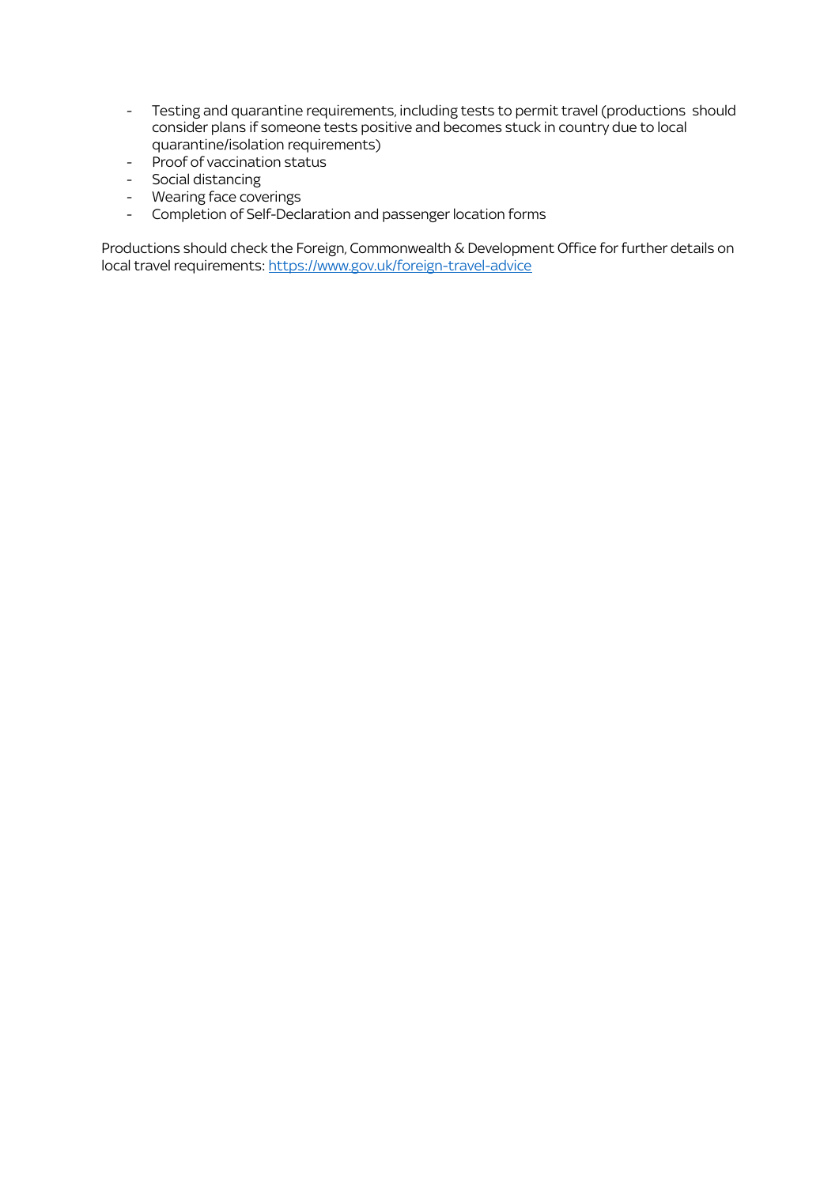- Testing and quarantine requirements, including tests to permit travel (productions should consider plans if someone tests positive and becomes stuck in country due to local quarantine/isolation requirements)
- Proof of vaccination status
- Social distancing
- Wearing face coverings
- Completion of Self-Declaration and passenger location forms

Productions should check the Foreign, Commonwealth & Development Office for further details on local travel requirements: https://www.gov.uk/foreign-travel-advice